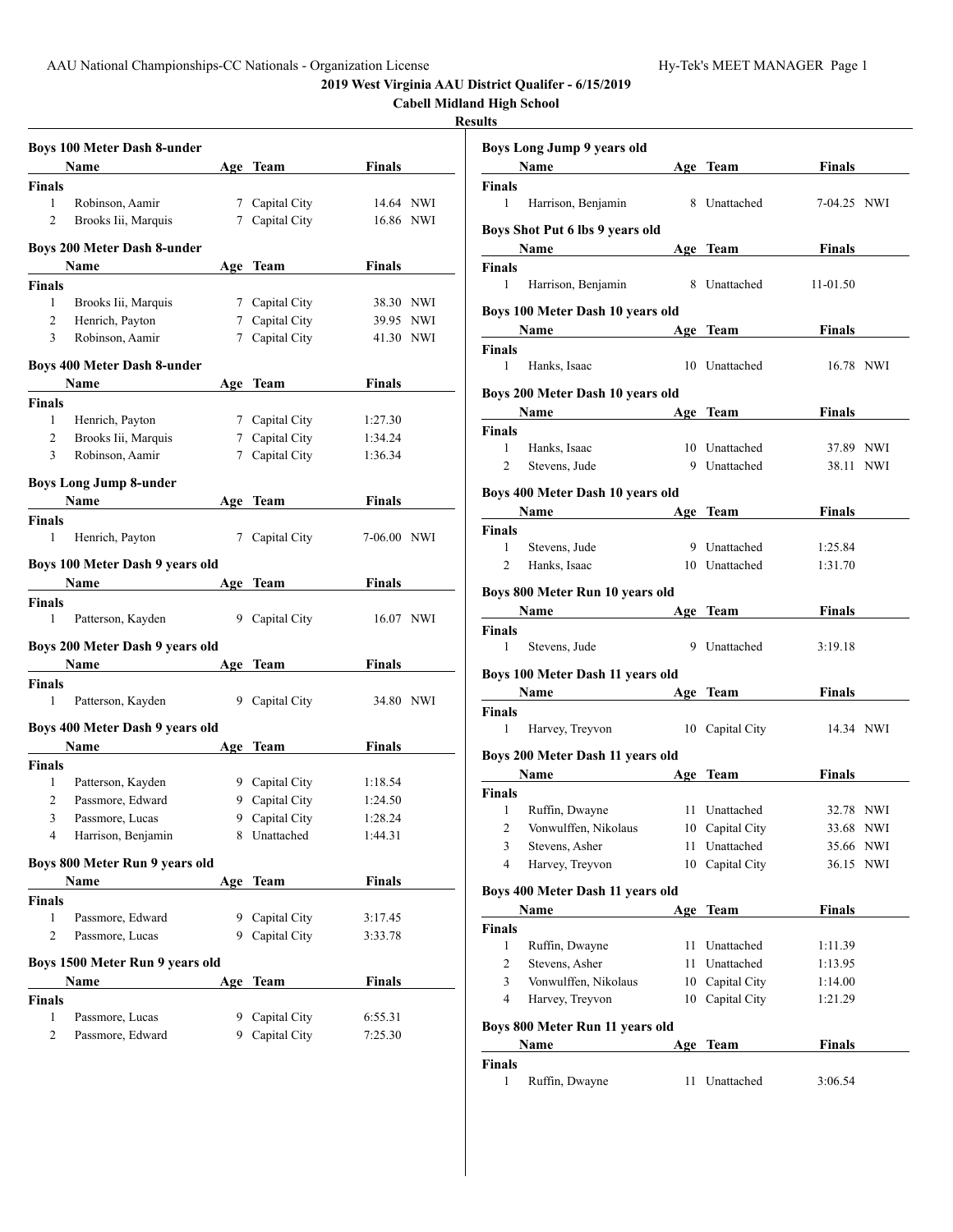**2019 West Virginia AAU District Qualifer - 6/15/2019**

**Cabell Midland High School**

**Results**

### Boys 100 Meter Dash 8-under

| | Name | Age | Team | Finals | |
|---|---|---|---|---|---|
| **Finals** | | | | | |
| 1 | Robinson, Aamir | 7 | Capital City | 14.64 | NWI |
| 2 | Brooks Iii, Marquis | 7 | Capital City | 16.86 | NWI |

### Boys 200 Meter Dash 8-under

| | Name | Age | Team | Finals | |
|---|---|---|---|---|---|
| **Finals** | | | | | |
| 1 | Brooks Iii, Marquis | 7 | Capital City | 38.30 | NWI |
| 2 | Henrich, Payton | 7 | Capital City | 39.95 | NWI |
| 3 | Robinson, Aamir | 7 | Capital City | 41.30 | NWI |

### Boys 400 Meter Dash 8-under

| | Name | Age | Team | Finals |
|---|---|---|---|---|
| **Finals** | | | | |
| 1 | Henrich, Payton | 7 | Capital City | 1:27.30 |
| 2 | Brooks Iii, Marquis | 7 | Capital City | 1:34.24 |
| 3 | Robinson, Aamir | 7 | Capital City | 1:36.34 |

### Boys Long Jump 8-under

| | Name | Age | Team | Finals | |
|---|---|---|---|---|---|
| **Finals** | | | | | |
| 1 | Henrich, Payton | 7 | Capital City | 7-06.00 | NWI |

### Boys 100 Meter Dash 9 years old

| | Name | Age | Team | Finals | |
|---|---|---|---|---|---|
| **Finals** | | | | | |
| 1 | Patterson, Kayden | 9 | Capital City | 16.07 | NWI |

### Boys 200 Meter Dash 9 years old

| | Name | Age | Team | Finals | |
|---|---|---|---|---|---|
| **Finals** | | | | | |
| 1 | Patterson, Kayden | 9 | Capital City | 34.80 | NWI |

### Boys 400 Meter Dash 9 years old

| | Name | Age | Team | Finals |
|---|---|---|---|---|
| **Finals** | | | | |
| 1 | Patterson, Kayden | 9 | Capital City | 1:18.54 |
| 2 | Passmore, Edward | 9 | Capital City | 1:24.50 |
| 3 | Passmore, Lucas | 9 | Capital City | 1:28.24 |
| 4 | Harrison, Benjamin | 8 | Unattached | 1:44.31 |

### Boys 800 Meter Run 9 years old

| | Name | Age | Team | Finals |
|---|---|---|---|---|
| **Finals** | | | | |
| 1 | Passmore, Edward | 9 | Capital City | 3:17.45 |
| 2 | Passmore, Lucas | 9 | Capital City | 3:33.78 |

### Boys 1500 Meter Run 9 years old

| | Name | Age | Team | Finals |
|---|---|---|---|---|
| **Finals** | | | | |
| 1 | Passmore, Lucas | 9 | Capital City | 6:55.31 |
| 2 | Passmore, Edward | 9 | Capital City | 7:25.30 |

### Boys Long Jump 9 years old

| | Name | Age | Team | Finals | |
|---|---|---|---|---|---|
| **Finals** | | | | | |
| 1 | Harrison, Benjamin | 8 | Unattached | 7-04.25 | NWI |

### Boys Shot Put 6 lbs 9 years old

| | Name | Age | Team | Finals |
|---|---|---|---|---|
| **Finals** | | | | |
| 1 | Harrison, Benjamin | 8 | Unattached | 11-01.50 |

### Boys 100 Meter Dash 10 years old

| | Name | Age | Team | Finals | |
|---|---|---|---|---|---|
| **Finals** | | | | | |
| 1 | Hanks, Isaac | 10 | Unattached | 16.78 | NWI |

### Boys 200 Meter Dash 10 years old

| | Name | Age | Team | Finals | |
|---|---|---|---|---|---|
| **Finals** | | | | | |
| 1 | Hanks, Isaac | 10 | Unattached | 37.89 | NWI |
| 2 | Stevens, Jude | 9 | Unattached | 38.11 | NWI |

### Boys 400 Meter Dash 10 years old

| | Name | Age | Team | Finals |
|---|---|---|---|---|
| **Finals** | | | | |
| 1 | Stevens, Jude | 9 | Unattached | 1:25.84 |
| 2 | Hanks, Isaac | 10 | Unattached | 1:31.70 |

### Boys 800 Meter Run 10 years old

| | Name | Age | Team | Finals |
|---|---|---|---|---|
| **Finals** | | | | |
| 1 | Stevens, Jude | 9 | Unattached | 3:19.18 |

### Boys 100 Meter Dash 11 years old

| | Name | Age | Team | Finals | |
|---|---|---|---|---|---|
| **Finals** | | | | | |
| 1 | Harvey, Treyvon | 10 | Capital City | 14.34 | NWI |

### Boys 200 Meter Dash 11 years old

| | Name | Age | Team | Finals | |
|---|---|---|---|---|---|
| **Finals** | | | | | |
| 1 | Ruffin, Dwayne | 11 | Unattached | 32.78 | NWI |
| 2 | Vonwuffen, Nikolaus | 10 | Capital City | 33.68 | NWI |
| 3 | Stevens, Asher | 11 | Unattached | 35.66 | NWI |
| 4 | Harvey, Treyvon | 10 | Capital City | 36.15 | NWI |

### Boys 400 Meter Dash 11 years old

| | Name | Age | Team | Finals |
|---|---|---|---|---|
| **Finals** | | | | |
| 1 | Ruffin, Dwayne | 11 | Unattached | 1:11.39 |
| 2 | Stevens, Asher | 11 | Unattached | 1:13.95 |
| 3 | Vonwuffen, Nikolaus | 10 | Capital City | 1:14.00 |
| 4 | Harvey, Treyvon | 10 | Capital City | 1:21.29 |

### Boys 800 Meter Run 11 years old

| | Name | Age | Team | Finals |
|---|---|---|---|---|
| **Finals** | | | | |
| 1 | Ruffin, Dwayne | 11 | Unattached | 3:06.54 |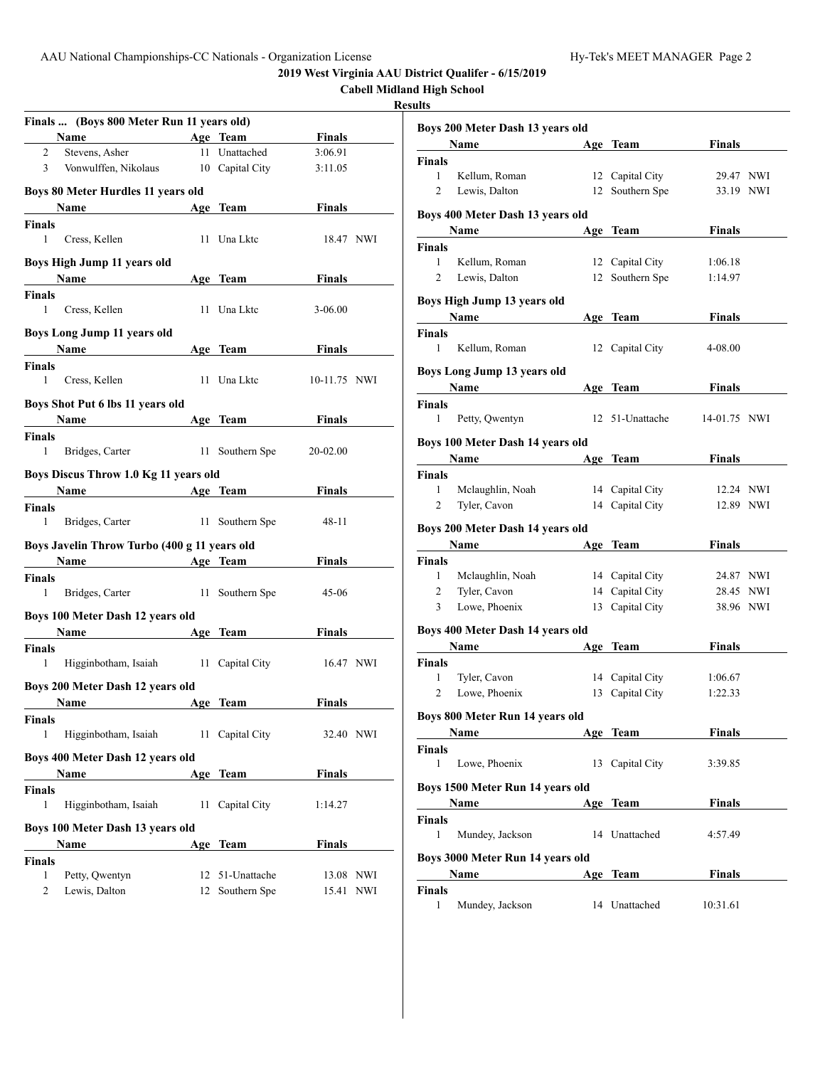**2019 West Virginia AAU District Qualifer - 6/15/2019**

**Cabell Midland High School**

**Results**

### Finals ... (Boys 800 Meter Run 11 years old)

| | Name | Age | Team | Finals | |
|---|---|---|---|---|---|
| 2 | Stevens, Asher | 11 | Unattached | 3:06.91 | |
| 3 | Vonwulffen, Nikolaus | 10 | Capital City | 3:11.05 | |

### Boys 80 Meter Hurdles 11 years old

| | Name | Age | Team | Finals | |
|---|---|---|---|---|---|
| **Finals** | | | | | |
| 1 | Cress, Kellen | 11 | Una Lktc | 18.47 | NWI |

### Boys High Jump 11 years old

| | Name | Age | Team | Finals | |
|---|---|---|---|---|---|
| **Finals** | | | | | |
| 1 | Cress, Kellen | 11 | Una Lktc | 3-06.00 | |

### Boys Long Jump 11 years old

| | Name | Age | Team | Finals | |
|---|---|---|---|---|---|
| **Finals** | | | | | |
| 1 | Cress, Kellen | 11 | Una Lktc | 10-11.75 | NWI |

### Boys Shot Put 6 lbs 11 years old

| | Name | Age | Team | Finals | |
|---|---|---|---|---|---|
| **Finals** | | | | | |
| 1 | Bridges, Carter | 11 | Southern Spe | 20-02.00 | |

### Boys Discus Throw 1.0 Kg 11 years old

| | Name | Age | Team | Finals | |
|---|---|---|---|---|---|
| **Finals** | | | | | |
| 1 | Bridges, Carter | 11 | Southern Spe | 48-11 | |

### Boys Javelin Throw Turbo (400 g 11 years old

| | Name | Age | Team | Finals | |
|---|---|---|---|---|---|
| **Finals** | | | | | |
| 1 | Bridges, Carter | 11 | Southern Spe | 45-06 | |

### Boys 100 Meter Dash 12 years old

| | Name | Age | Team | Finals | |
|---|---|---|---|---|---|
| **Finals** | | | | | |
| 1 | Higginbotham, Isaiah | 11 | Capital City | 16.47 | NWI |

### Boys 200 Meter Dash 12 years old

| | Name | Age | Team | Finals | |
|---|---|---|---|---|---|
| **Finals** | | | | | |
| 1 | Higginbotham, Isaiah | 11 | Capital City | 32.40 | NWI |

### Boys 400 Meter Dash 12 years old

| | Name | Age | Team | Finals | |
|---|---|---|---|---|---|
| **Finals** | | | | | |
| 1 | Higginbotham, Isaiah | 11 | Capital City | 1:14.27 | |

### Boys 100 Meter Dash 13 years old

| | Name | Age | Team | Finals | |
|---|---|---|---|---|---|
| **Finals** | | | | | |
| 1 | Petty, Qwentyn | 12 | 51-Unattache | 13.08 | NWI |
| 2 | Lewis, Dalton | 12 | Southern Spe | 15.41 | NWI |

### Boys 200 Meter Dash 13 years old

| | Name | Age | Team | Finals | |
|---|---|---|---|---|---|
| **Finals** | | | | | |
| 1 | Kellum, Roman | 12 | Capital City | 29.47 | NWI |
| 2 | Lewis, Dalton | 12 | Southern Spe | 33.19 | NWI |

### Boys 400 Meter Dash 13 years old

| | Name | Age | Team | Finals | |
|---|---|---|---|---|---|
| **Finals** | | | | | |
| 1 | Kellum, Roman | 12 | Capital City | 1:06.18 | |
| 2 | Lewis, Dalton | 12 | Southern Spe | 1:14.97 | |

### Boys High Jump 13 years old

| | Name | Age | Team | Finals | |
|---|---|---|---|---|---|
| **Finals** | | | | | |
| 1 | Kellum, Roman | 12 | Capital City | 4-08.00 | |

### Boys Long Jump 13 years old

| | Name | Age | Team | Finals | |
|---|---|---|---|---|---|
| **Finals** | | | | | |
| 1 | Petty, Qwentyn | 12 | 51-Unattache | 14-01.75 | NWI |

### Boys 100 Meter Dash 14 years old

| | Name | Age | Team | Finals | |
|---|---|---|---|---|---|
| **Finals** | | | | | |
| 1 | Mclaughlin, Noah | 14 | Capital City | 12.24 | NWI |
| 2 | Tyler, Cavon | 14 | Capital City | 12.89 | NWI |

### Boys 200 Meter Dash 14 years old

| | Name | Age | Team | Finals | |
|---|---|---|---|---|---|
| **Finals** | | | | | |
| 1 | Mclaughlin, Noah | 14 | Capital City | 24.87 | NWI |
| 2 | Tyler, Cavon | 14 | Capital City | 28.45 | NWI |
| 3 | Lowe, Phoenix | 13 | Capital City | 38.96 | NWI |

### Boys 400 Meter Dash 14 years old

| | Name | Age | Team | Finals | |
|---|---|---|---|---|---|
| **Finals** | | | | | |
| 1 | Tyler, Cavon | 14 | Capital City | 1:06.67 | |
| 2 | Lowe, Phoenix | 13 | Capital City | 1:22.33 | |

### Boys 800 Meter Run 14 years old

| | Name | Age | Team | Finals | |
|---|---|---|---|---|---|
| **Finals** | | | | | |
| 1 | Lowe, Phoenix | 13 | Capital City | 3:39.85 | |

### Boys 1500 Meter Run 14 years old

| | Name | Age | Team | Finals | |
|---|---|---|---|---|---|
| **Finals** | | | | | |
| 1 | Mundey, Jackson | 14 | Unattached | 4:57.49 | |

### Boys 3000 Meter Run 14 years old

| | Name | Age | Team | Finals | |
|---|---|---|---|---|---|
| **Finals** | | | | | |
| 1 | Mundey, Jackson | 14 | Unattached | 10:31.61 | |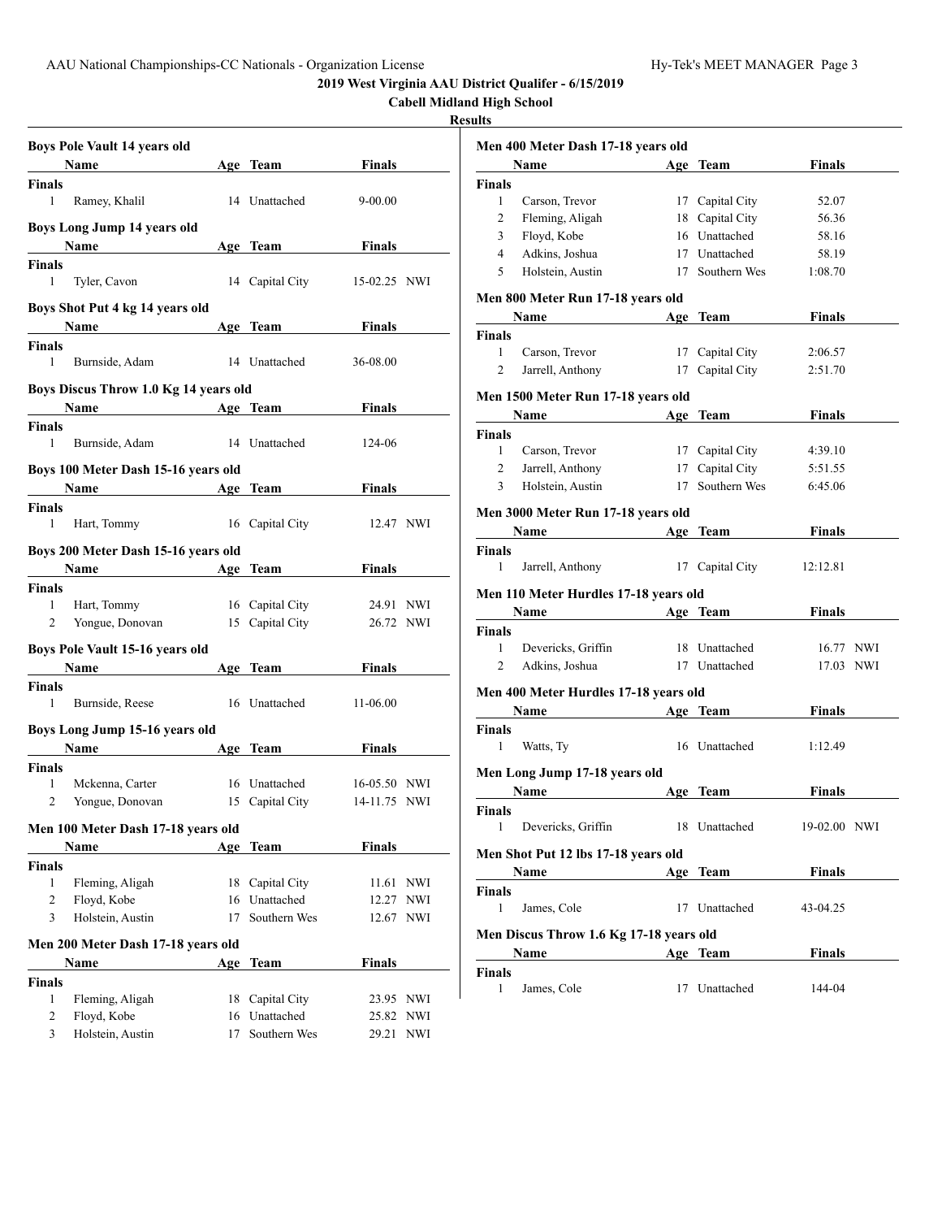**2019 West Virginia AAU District Qualifer - 6/15/2019**

**Cabell Midland High School**

**Results**

### Boys Pole Vault 14 years old

| | Name | Age | Team | Finals | |
|---|---|---|---|---|---|
| **Finals** | | | | | |
| 1 | Ramey, Khalil | 14 | Unattached | 9-00.00 | |

### Boys Long Jump 14 years old

| | Name | Age | Team | Finals | |
|---|---|---|---|---|---|
| **Finals** | | | | | |
| 1 | Tyler, Cavon | 14 | Capital City | 15-02.25 | NWI |

### Boys Shot Put 4 kg 14 years old

| | Name | Age | Team | Finals | |
|---|---|---|---|---|---|
| **Finals** | | | | | |
| 1 | Burnside, Adam | 14 | Unattached | 36-08.00 | |

### Boys Discus Throw 1.0 Kg 14 years old

| | Name | Age | Team | Finals | |
|---|---|---|---|---|---|
| **Finals** | | | | | |
| 1 | Burnside, Adam | 14 | Unattached | 124-06 | |

### Boys 100 Meter Dash 15-16 years old

| | Name | Age | Team | Finals | |
|---|---|---|---|---|---|
| **Finals** | | | | | |
| 1 | Hart, Tommy | 16 | Capital City | 12.47 | NWI |

### Boys 200 Meter Dash 15-16 years old

| | Name | Age | Team | Finals | |
|---|---|---|---|---|---|
| **Finals** | | | | | |
| 1 | Hart, Tommy | 16 | Capital City | 24.91 | NWI |
| 2 | Yongue, Donovan | 15 | Capital City | 26.72 | NWI |

### Boys Pole Vault 15-16 years old

| | Name | Age | Team | Finals | |
|---|---|---|---|---|---|
| **Finals** | | | | | |
| 1 | Burnside, Reese | 16 | Unattached | 11-06.00 | |

### Boys Long Jump 15-16 years old

| | Name | Age | Team | Finals | |
|---|---|---|---|---|---|
| **Finals** | | | | | |
| 1 | Mckenna, Carter | 16 | Unattached | 16-05.50 | NWI |
| 2 | Yongue, Donovan | 15 | Capital City | 14-11.75 | NWI |

### Men 100 Meter Dash 17-18 years old

| | Name | Age | Team | Finals | |
|---|---|---|---|---|---|
| **Finals** | | | | | |
| 1 | Fleming, Aligah | 18 | Capital City | 11.61 | NWI |
| 2 | Floyd, Kobe | 16 | Unattached | 12.27 | NWI |
| 3 | Holstein, Austin | 17 | Southern Wes | 12.67 | NWI |

### Men 200 Meter Dash 17-18 years old

| | Name | Age | Team | Finals | |
|---|---|---|---|---|---|
| **Finals** | | | | | |
| 1 | Fleming, Aligah | 18 | Capital City | 23.95 | NWI |
| 2 | Floyd, Kobe | 16 | Unattached | 25.82 | NWI |
| 3 | Holstein, Austin | 17 | Southern Wes | 29.21 | NWI |

### Men 400 Meter Dash 17-18 years old

| | Name | Age | Team | Finals |
|---|---|---|---|---|
| **Finals** | | | | |
| 1 | Carson, Trevor | 17 | Capital City | 52.07 |
| 2 | Fleming, Aligah | 18 | Capital City | 56.36 |
| 3 | Floyd, Kobe | 16 | Unattached | 58.16 |
| 4 | Adkins, Joshua | 17 | Unattached | 58.19 |
| 5 | Holstein, Austin | 17 | Southern Wes | 1:08.70 |

### Men 800 Meter Run 17-18 years old

| | Name | Age | Team | Finals |
|---|---|---|---|---|
| **Finals** | | | | |
| 1 | Carson, Trevor | 17 | Capital City | 2:06.57 |
| 2 | Jarrell, Anthony | 17 | Capital City | 2:51.70 |

### Men 1500 Meter Run 17-18 years old

| | Name | Age | Team | Finals |
|---|---|---|---|---|
| **Finals** | | | | |
| 1 | Carson, Trevor | 17 | Capital City | 4:39.10 |
| 2 | Jarrell, Anthony | 17 | Capital City | 5:51.55 |
| 3 | Holstein, Austin | 17 | Southern Wes | 6:45.06 |

### Men 3000 Meter Run 17-18 years old

| | Name | Age | Team | Finals |
|---|---|---|---|---|
| **Finals** | | | | |
| 1 | Jarrell, Anthony | 17 | Capital City | 12:12.81 |

### Men 110 Meter Hurdles 17-18 years old

| | Name | Age | Team | Finals | |
|---|---|---|---|---|---|
| **Finals** | | | | | |
| 1 | Devericks, Griffin | 18 | Unattached | 16.77 | NWI |
| 2 | Adkins, Joshua | 17 | Unattached | 17.03 | NWI |

### Men 400 Meter Hurdles 17-18 years old

| | Name | Age | Team | Finals |
|---|---|---|---|---|
| **Finals** | | | | |
| 1 | Watts, Ty | 16 | Unattached | 1:12.49 |

### Men Long Jump 17-18 years old

| | Name | Age | Team | Finals | |
|---|---|---|---|---|---|
| **Finals** | | | | | |
| 1 | Devericks, Griffin | 18 | Unattached | 19-02.00 | NWI |

### Men Shot Put 12 lbs 17-18 years old

| | Name | Age | Team | Finals |
|---|---|---|---|---|
| **Finals** | | | | |
| 1 | James, Cole | 17 | Unattached | 43-04.25 |

### Men Discus Throw 1.6 Kg 17-18 years old

| | Name | Age | Team | Finals |
|---|---|---|---|---|
| **Finals** | | | | |
| 1 | James, Cole | 17 | Unattached | 144-04 |